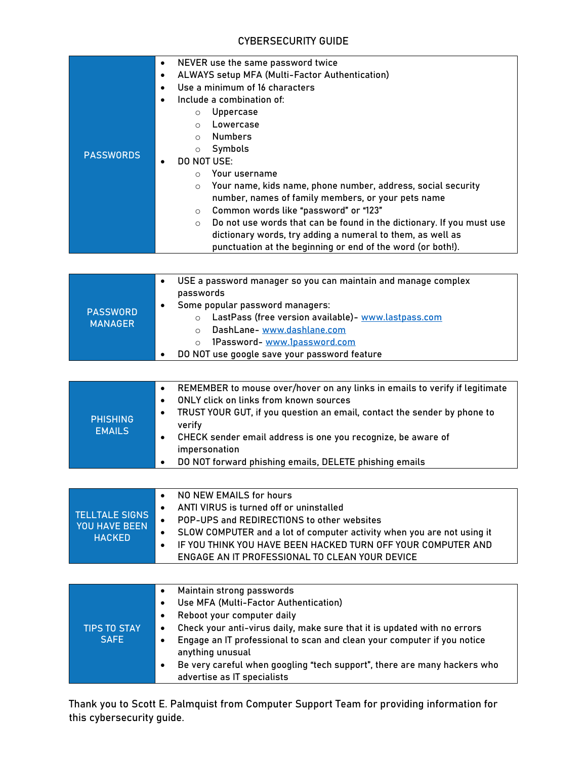# CYBERSECURITY GUIDE

## PASSWORDS

- NEVER use the same password twice
- ALWAYS setup MFA (Multi-Factor Authentication)
- Use a minimum of 16 characters
- Include a combination of:
  - Uppercase
  - Lowercase
  - Numbers
  - Symbols
- DO NOT USE:
  - Your username
  - Your name, kids name, phone number, address, social security number, names of family members, or your pets name
  - Common words like "password" or "123"
  - Do not use words that can be found in the dictionary. If you must use dictionary words, try adding a numeral to them, as well as punctuation at the beginning or end of the word (or both!).

## PASSWORD MANAGER

- USE a password manager so you can maintain and manage complex passwords
- Some popular password managers:
  - LastPass (free version available)- www.lastpass.com
  - DashLane- www.dashlane.com
  - 1Password- www.1password.com
- DO NOT use google save your password feature

## PHISHING EMAILS

- REMEMBER to mouse over/hover on any links in emails to verify if legitimate
- ONLY click on links from known sources
- TRUST YOUR GUT, if you question an email, contact the sender by phone to verify
- CHECK sender email address is one you recognize, be aware of impersonation
- DO NOT forward phishing emails, DELETE phishing emails

## TELLTALE SIGNS YOU HAVE BEEN HACKED

- NO NEW EMAILS for hours
- ANTI VIRUS is turned off or uninstalled
- POP-UPS and REDIRECTIONS to other websites
- SLOW COMPUTER and a lot of computer activity when you are not using it
- IF YOU THINK YOU HAVE BEEN HACKED TURN OFF YOUR COMPUTER AND ENGAGE AN IT PROFESSIONAL TO CLEAN YOUR DEVICE

## TIPS TO STAY SAFE

- Maintain strong passwords
- Use MFA (Multi-Factor Authentication)
- Reboot your computer daily
- Check your anti-virus daily, make sure that it is updated with no errors
- Engage an IT professional to scan and clean your computer if you notice anything unusual
- Be very careful when googling "tech support", there are many hackers who advertise as IT specialists

Thank you to Scott E. Palmquist from Computer Support Team for providing information for this cybersecurity guide.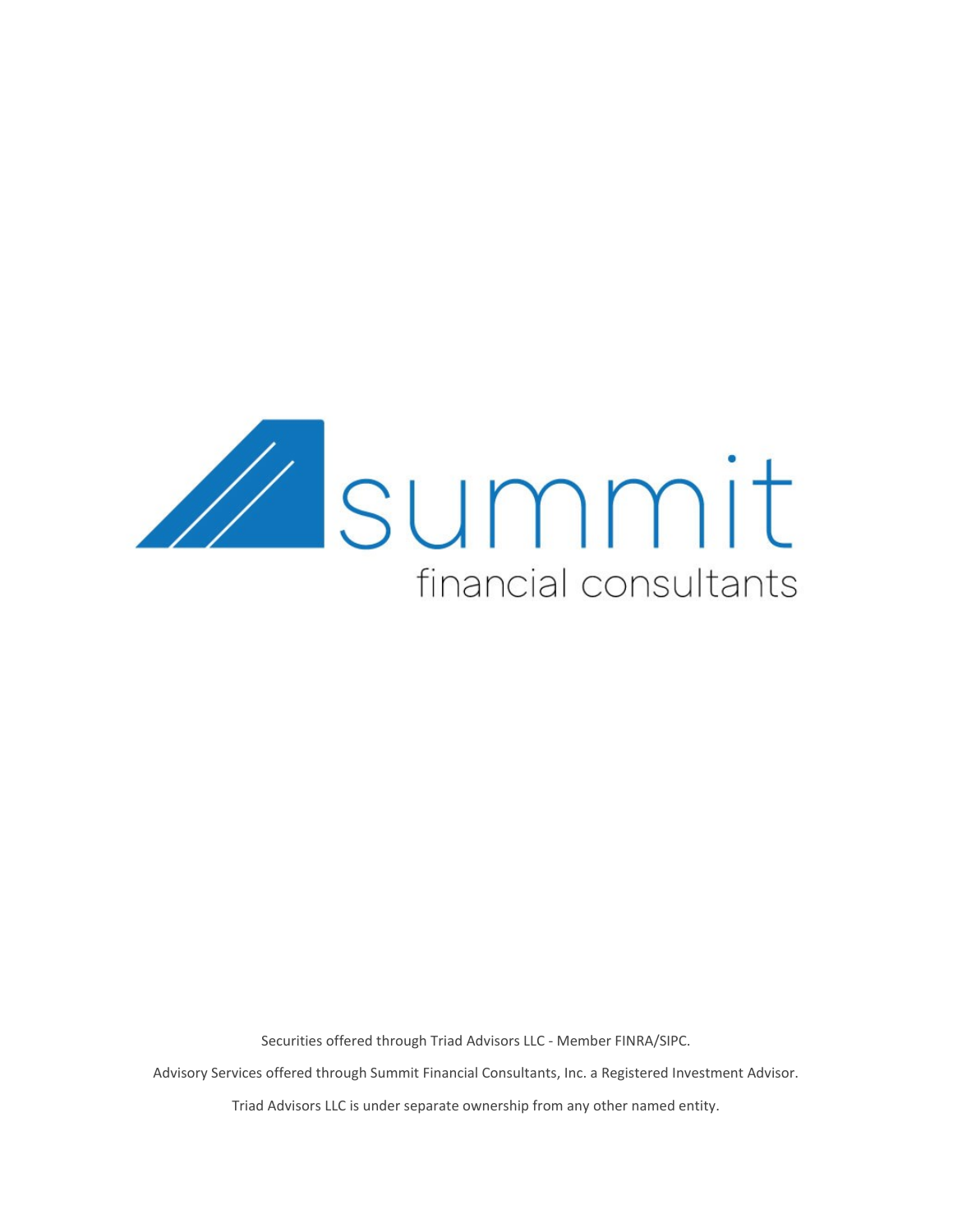summit

financial consultants

Securities offered through Triad Advisors LLC - Member FINRA/SIPC.

Advisory Services offered through Summit Financial Consultants, Inc. a Registered Investment Advisor.

Triad Advisors LLC is under separate ownership from any other named entity.